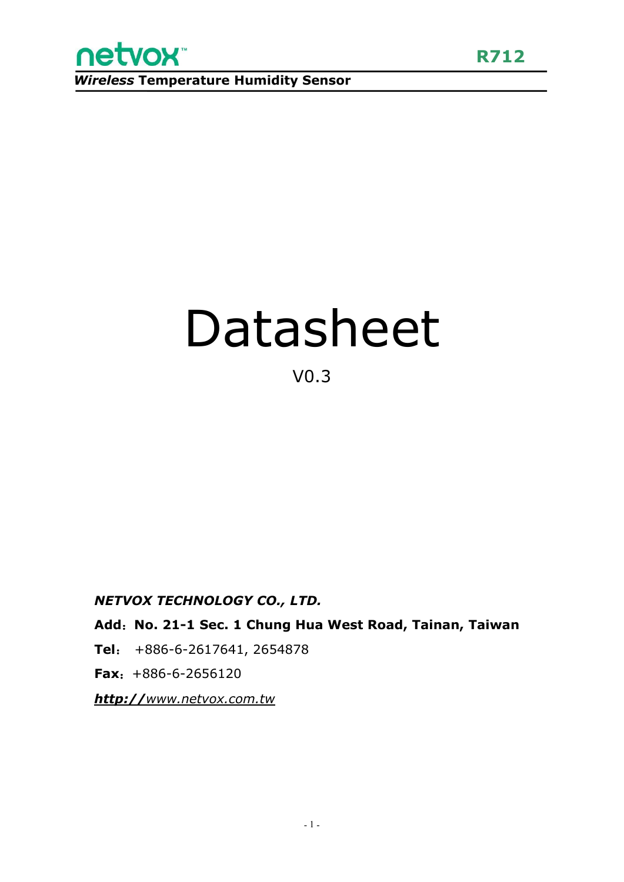netvox™ **R712**

***Wireless*** **Temperature Humidity Sensor**

# Datasheet

V0.3

***NETVOX TECHNOLOGY CO., LTD.***

**Add**：**No. 21-1 Sec. 1 Chung Hua West Road, Tainan, Taiwan**

**Tel**： +886-6-2617641, 2654878

**Fax**：+886-6-2656120

***http://****www.netvox.com.tw*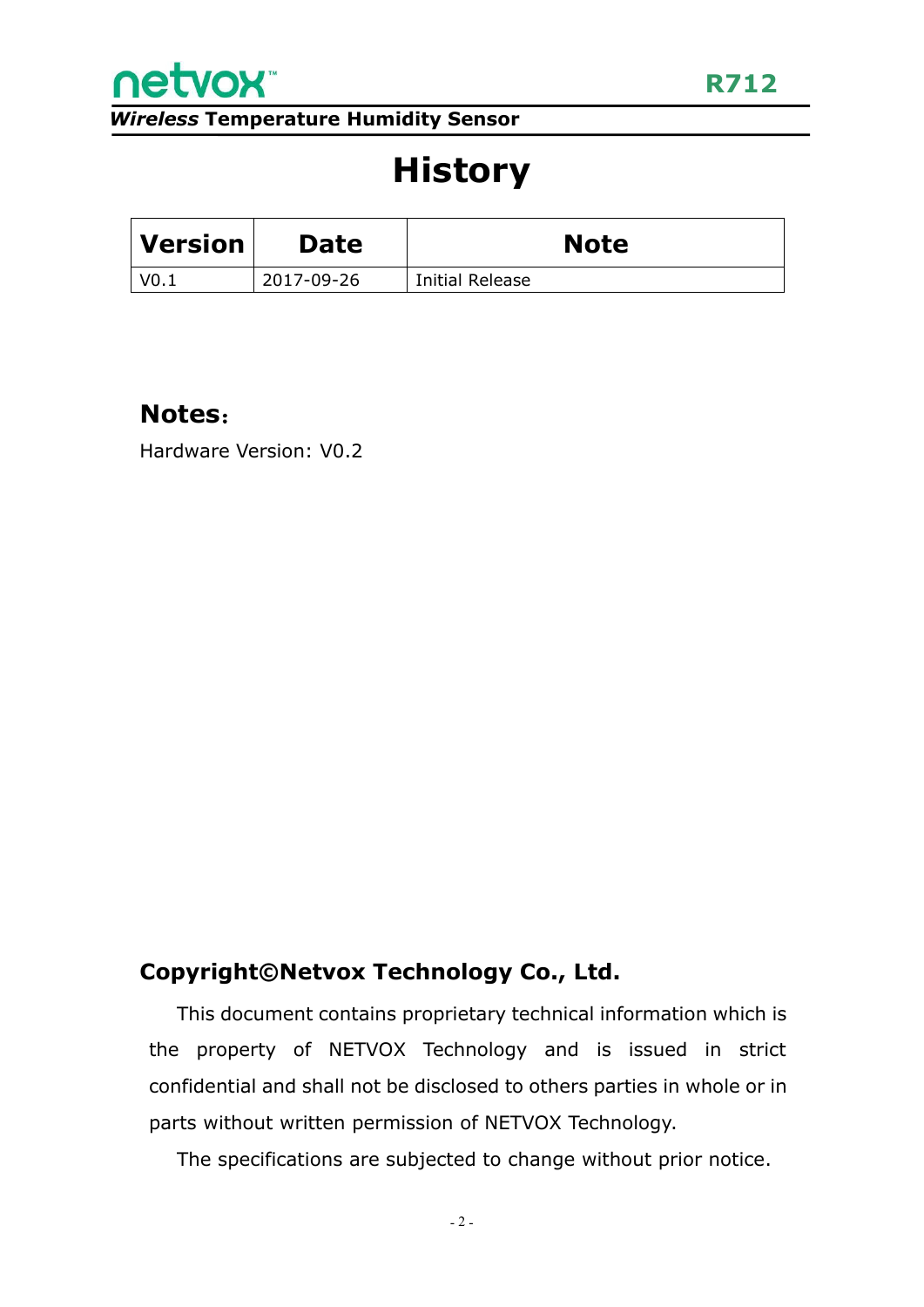# History

| Version | Date | Note |
| --- | --- | --- |
| V0.1 | 2017-09-26 | Initial Release |

## Notes：

Hardware Version: V0.2

## Copyright©Netvox Technology Co., Ltd.

This document contains proprietary technical information which is the property of NETVOX Technology and is issued in strict confidential and shall not be disclosed to others parties in whole or in parts without written permission of NETVOX Technology.

The specifications are subjected to change without prior notice.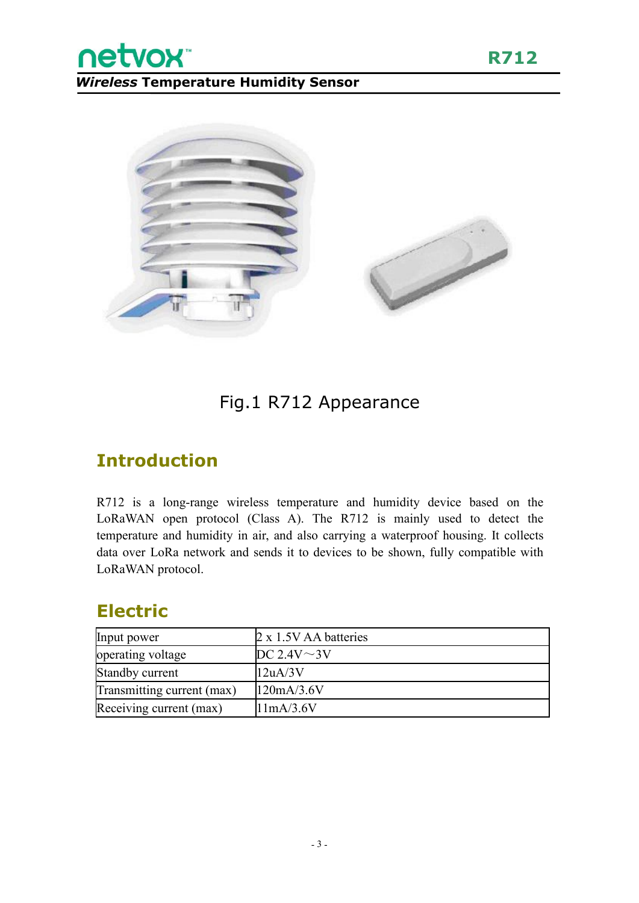Fig.1 R712 Appearance

## Introduction

R712 is a long-range wireless temperature and humidity device based on the LoRaWAN open protocol (Class A). The R712 is mainly used to detect the temperature and humidity in air, and also carrying a waterproof housing. It collects data over LoRa network and sends it to devices to be shown, fully compatible with LoRaWAN protocol.

## Electric

| Input power | 2 x 1.5V AA batteries |
|---|---|
| operating voltage | DC 2.4V～3V |
| Standby current | 12uA/3V |
| Transmitting current (max) | 120mA/3.6V |
| Receiving current (max) | 11mA/3.6V |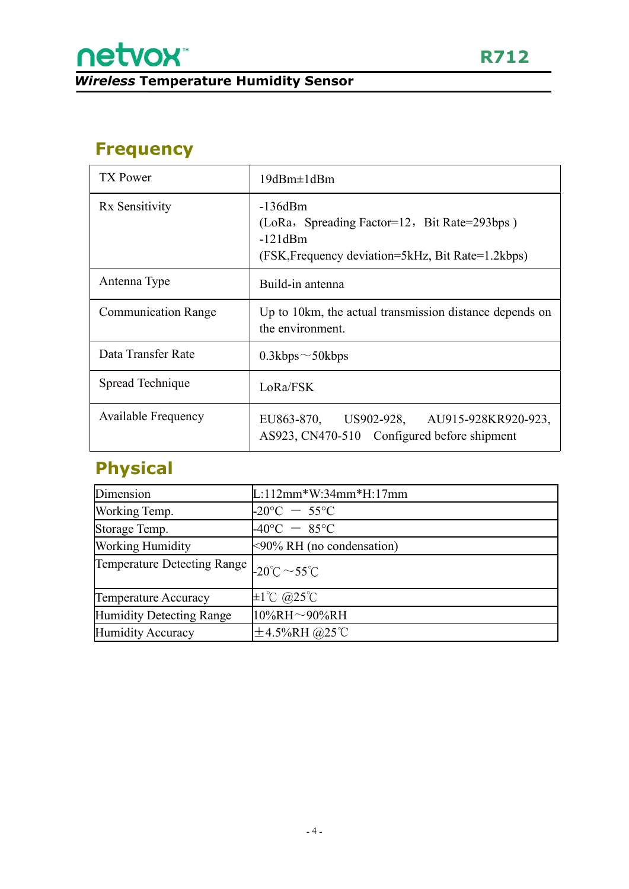## Frequency

| | |
|---|---|
| TX Power | 19dBm±1dBm |
| Rx Sensitivity | -136dBm<br>(LoRa，Spreading Factor=12，Bit Rate=293bps )<br>-121dBm<br>(FSK,Frequency deviation=5kHz, Bit Rate=1.2kbps) |
| Antenna Type | Build-in antenna |
| Communication Range | Up to 10km, the actual transmission distance depends on the environment. |
| Data Transfer Rate | 0.3kbps～50kbps |
| Spread Technique | LoRa/FSK |
| Available Frequency | EU863-870, US902-928, AU915-928KR920-923, AS923, CN470-510 Configured before shipment |

## Physical

| | |
|---|---|
| Dimension | L:112mm*W:34mm*H:17mm |
| Working Temp. | -20°C － 55°C |
| Storage Temp. | -40°C － 85°C |
| Working Humidity | <90% RH (no condensation) |
| Temperature Detecting Range | -20℃～55℃ |
| Temperature Accuracy | ±1℃ @25℃ |
| Humidity Detecting Range | 10%RH～90%RH |
| Humidity Accuracy | ±4.5%RH @25℃ |